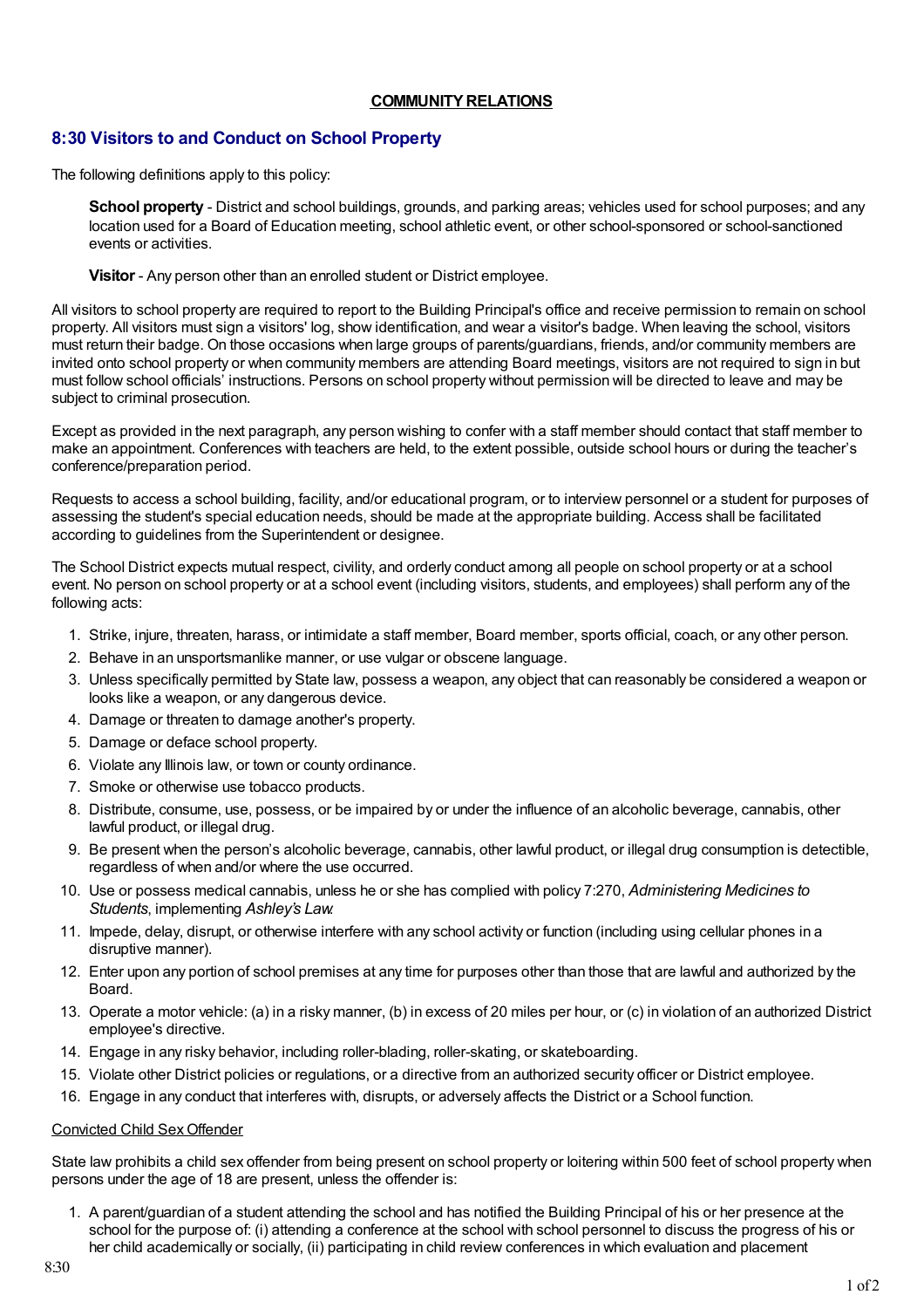**COMMUNITY RELATIONS**

## 8:30 Visitors to and Conduct on School Property

The following definitions apply to this policy:

> **School property** - District and school buildings, grounds, and parking areas; vehicles used for school purposes; and any location used for a Board of Education meeting, school athletic event, or other school-sponsored or school-sanctioned events or activities.
>
> **Visitor** - Any person other than an enrolled student or District employee.

All visitors to school property are required to report to the Building Principal's office and receive permission to remain on school property. All visitors must sign a visitors' log, show identification, and wear a visitor's badge. When leaving the school, visitors must return their badge. On those occasions when large groups of parents/guardians, friends, and/or community members are invited onto school property or when community members are attending Board meetings, visitors are not required to sign in but must follow school officials' instructions. Persons on school property without permission will be directed to leave and may be subject to criminal prosecution.

Except as provided in the next paragraph, any person wishing to confer with a staff member should contact that staff member to make an appointment. Conferences with teachers are held, to the extent possible, outside school hours or during the teacher's conference/preparation period.

Requests to access a school building, facility, and/or educational program, or to interview personnel or a student for purposes of assessing the student's special education needs, should be made at the appropriate building. Access shall be facilitated according to guidelines from the Superintendent or designee.

The School District expects mutual respect, civility, and orderly conduct among all people on school property or at a school event. No person on school property or at a school event (including visitors, students, and employees) shall perform any of the following acts:

1. Strike, injure, threaten, harass, or intimidate a staff member, Board member, sports official, coach, or any other person.
2. Behave in an unsportsmanlike manner, or use vulgar or obscene language.
3. Unless specifically permitted by State law, possess a weapon, any object that can reasonably be considered a weapon or looks like a weapon, or any dangerous device.
4. Damage or threaten to damage another's property.
5. Damage or deface school property.
6. Violate any Illinois law, or town or county ordinance.
7. Smoke or otherwise use tobacco products.
8. Distribute, consume, use, possess, or be impaired by or under the influence of an alcoholic beverage, cannabis, other lawful product, or illegal drug.
9. Be present when the person's alcoholic beverage, cannabis, other lawful product, or illegal drug consumption is detectible, regardless of when and/or where the use occurred.
10. Use or possess medical cannabis, unless he or she has complied with policy 7:270, *Administering Medicines to Students*, implementing *Ashley's Law*.
11. Impede, delay, disrupt, or otherwise interfere with any school activity or function (including using cellular phones in a disruptive manner).
12. Enter upon any portion of school premises at any time for purposes other than those that are lawful and authorized by the Board.
13. Operate a motor vehicle: (a) in a risky manner, (b) in excess of 20 miles per hour, or (c) in violation of an authorized District employee's directive.
14. Engage in any risky behavior, including roller-blading, roller-skating, or skateboarding.
15. Violate other District policies or regulations, or a directive from an authorized security officer or District employee.
16. Engage in any conduct that interferes with, disrupts, or adversely affects the District or a School function.

<u>Convicted Child Sex Offender</u>

State law prohibits a child sex offender from being present on school property or loitering within 500 feet of school property when persons under the age of 18 are present, unless the offender is:

1. A parent/guardian of a student attending the school and has notified the Building Principal of his or her presence at the school for the purpose of: (i) attending a conference at the school with school personnel to discuss the progress of his or her child academically or socially, (ii) participating in child review conferences in which evaluation and placement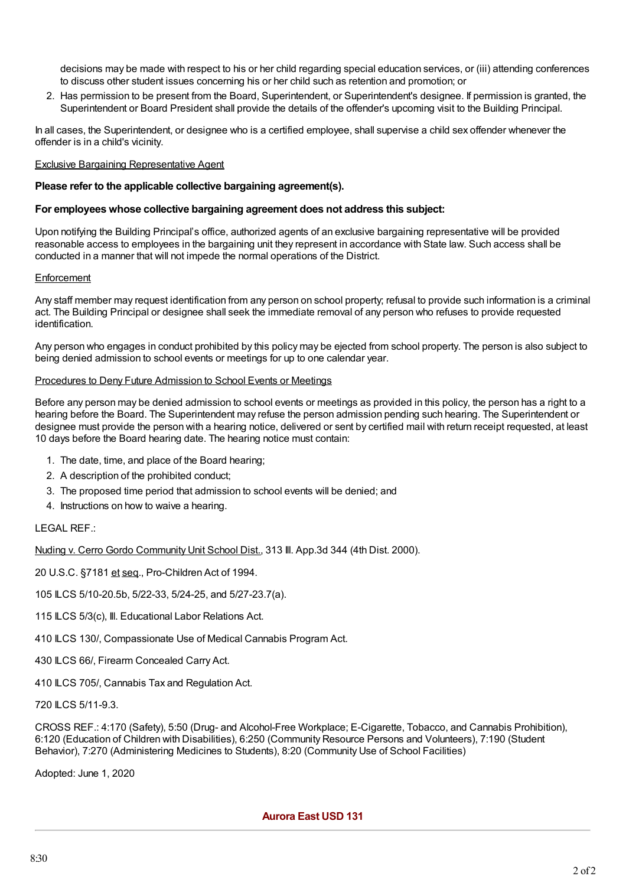decisions may be made with respect to his or her child regarding special education services, or (iii) attending conferences to discuss other student issues concerning his or her child such as retention and promotion; or

2. Has permission to be present from the Board, Superintendent, or Superintendent's designee. If permission is granted, the Superintendent or Board President shall provide the details of the offender's upcoming visit to the Building Principal.

In all cases, the Superintendent, or designee who is a certified employee, shall supervise a child sex offender whenever the offender is in a child's vicinity.

Exclusive Bargaining Representative Agent

**Please refer to the applicable collective bargaining agreement(s).**

**For employees whose collective bargaining agreement does not address this subject:**

Upon notifying the Building Principal's office, authorized agents of an exclusive bargaining representative will be provided reasonable access to employees in the bargaining unit they represent in accordance with State law. Such access shall be conducted in a manner that will not impede the normal operations of the District.

Enforcement

Any staff member may request identification from any person on school property; refusal to provide such information is a criminal act. The Building Principal or designee shall seek the immediate removal of any person who refuses to provide requested identification.

Any person who engages in conduct prohibited by this policy may be ejected from school property. The person is also subject to being denied admission to school events or meetings for up to one calendar year.

Procedures to Deny Future Admission to School Events or Meetings

Before any person may be denied admission to school events or meetings as provided in this policy, the person has a right to a hearing before the Board. The Superintendent may refuse the person admission pending such hearing. The Superintendent or designee must provide the person with a hearing notice, delivered or sent by certified mail with return receipt requested, at least 10 days before the Board hearing date. The hearing notice must contain:

1. The date, time, and place of the Board hearing;
2. A description of the prohibited conduct;
3. The proposed time period that admission to school events will be denied; and
4. Instructions on how to waive a hearing.

LEGAL REF.:

Nuding v. Cerro Gordo Community Unit School Dist., 313 Ill. App.3d 344 (4th Dist. 2000).

20 U.S.C. §7181 et seq., Pro-Children Act of 1994.

105 ILCS 5/10-20.5b, 5/22-33, 5/24-25, and 5/27-23.7(a).

115 ILCS 5/3(c), Ill. Educational Labor Relations Act.

410 ILCS 130/, Compassionate Use of Medical Cannabis Program Act.

430 ILCS 66/, Firearm Concealed Carry Act.

410 ILCS 705/, Cannabis Tax and Regulation Act.

720 ILCS 5/11-9.3.

CROSS REF.: 4:170 (Safety), 5:50 (Drug- and Alcohol-Free Workplace; E-Cigarette, Tobacco, and Cannabis Prohibition), 6:120 (Education of Children with Disabilities), 6:250 (Community Resource Persons and Volunteers), 7:190 (Student Behavior), 7:270 (Administering Medicines to Students), 8:20 (Community Use of School Facilities)

Adopted: June 1, 2020